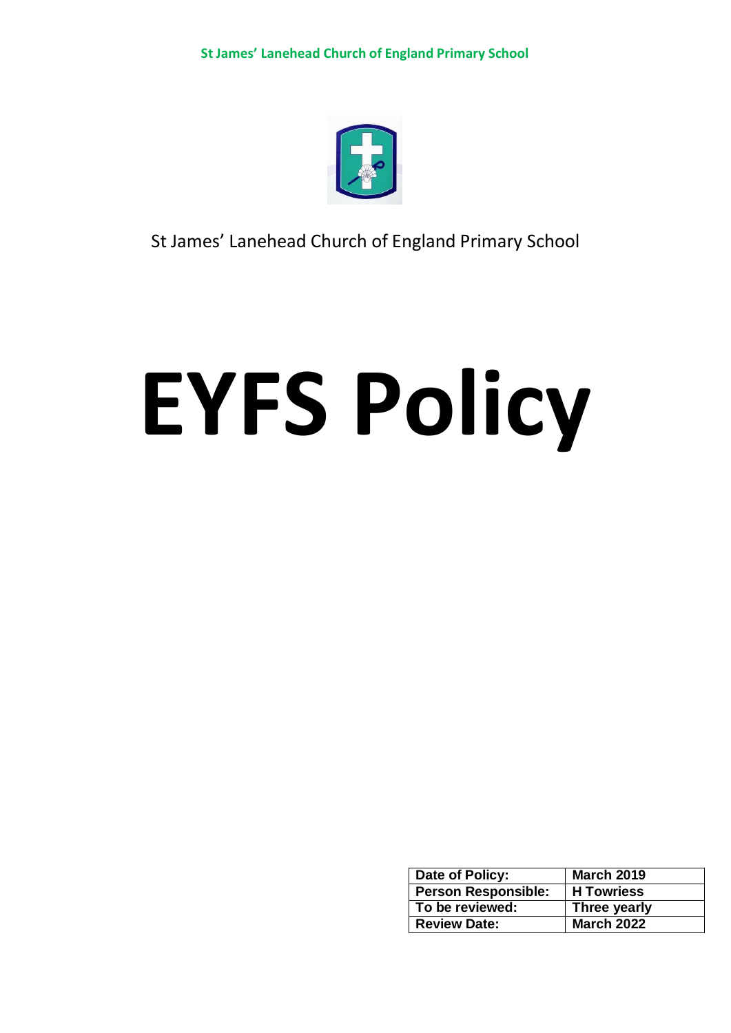St James' Lanehead Church of England Primary School

St James' Lanehead Church of England Primary School

# EYFS Policy

| | |
|---|---|
| **Date of Policy:** | **March 2019** |
| **Person Responsible:** | **H Towriess** |
| **To be reviewed:** | **Three yearly** |
| **Review Date:** | **March 2022** |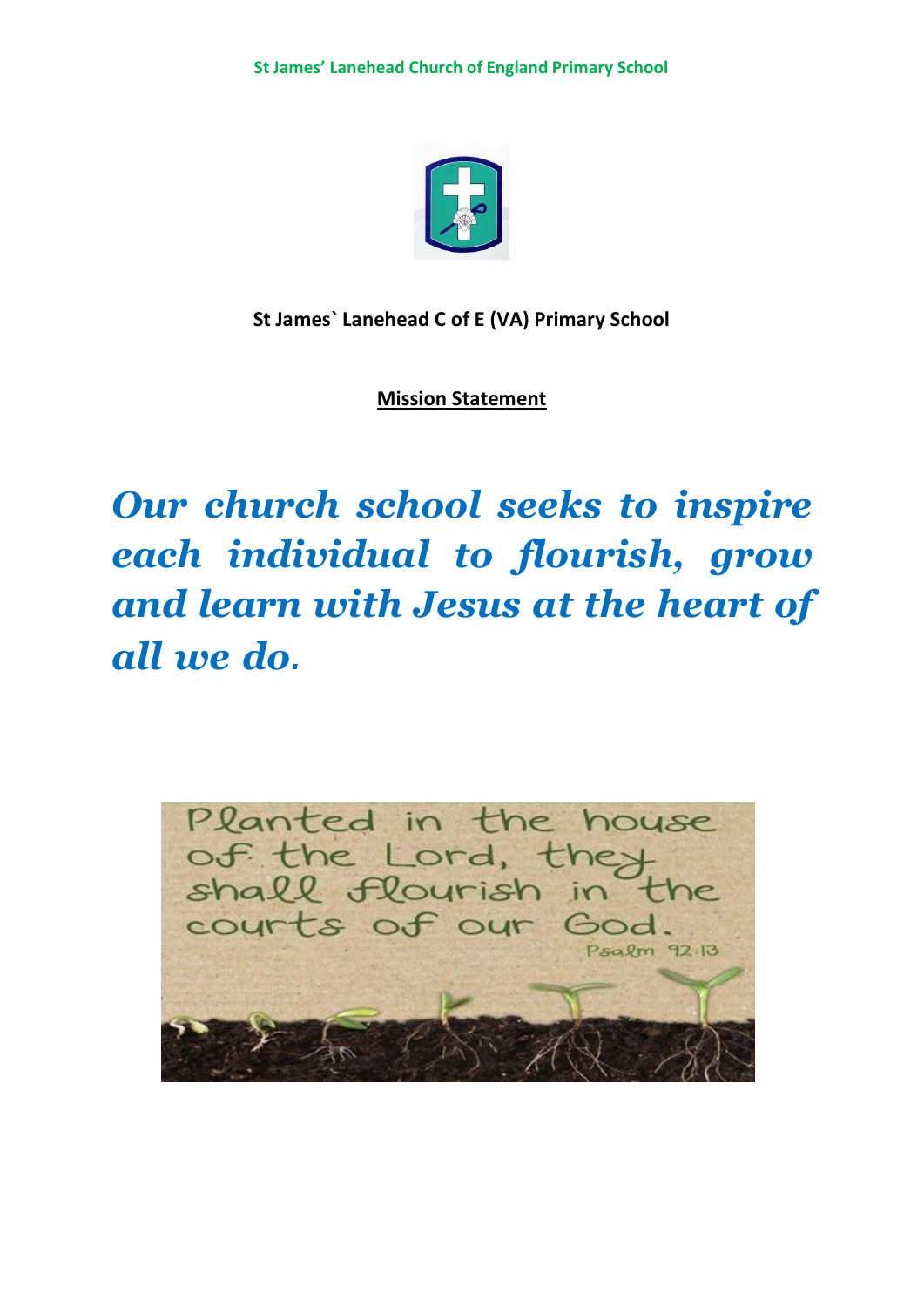St James' Lanehead Church of England Primary School

**St James` Lanehead C of E (VA) Primary School**

**Mission Statement**

***Our church school seeks to inspire each individual to flourish, grow and learn with Jesus at the heart of all we do.***

Planted in the house of the Lord, they shall flourish in the courts of our God.

Psalm 92:13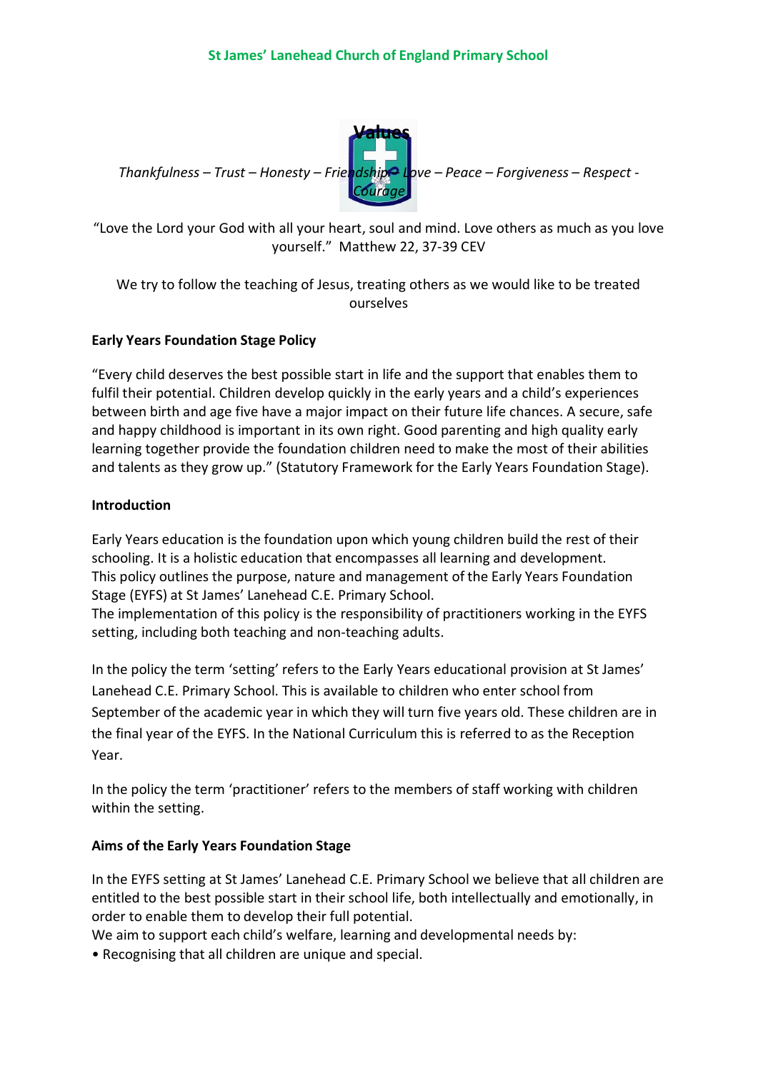St James' Lanehead Church of England Primary School

**Values**

*Thankfulness – Trust – Honesty – Friendship – Love – Peace – Forgiveness – Respect - Courage*

"Love the Lord your God with all your heart, soul and mind. Love others as much as you love yourself." Matthew 22, 37-39 CEV

We try to follow the teaching of Jesus, treating others as we would like to be treated ourselves

**Early Years Foundation Stage Policy**

"Every child deserves the best possible start in life and the support that enables them to fulfil their potential. Children develop quickly in the early years and a child's experiences between birth and age five have a major impact on their future life chances. A secure, safe and happy childhood is important in its own right. Good parenting and high quality early learning together provide the foundation children need to make the most of their abilities and talents as they grow up." (Statutory Framework for the Early Years Foundation Stage).

**Introduction**

Early Years education is the foundation upon which young children build the rest of their schooling. It is a holistic education that encompasses all learning and development.
This policy outlines the purpose, nature and management of the Early Years Foundation Stage (EYFS) at St James' Lanehead C.E. Primary School.
The implementation of this policy is the responsibility of practitioners working in the EYFS setting, including both teaching and non-teaching adults.

In the policy the term 'setting' refers to the Early Years educational provision at St James' Lanehead C.E. Primary School. This is available to children who enter school from September of the academic year in which they will turn five years old. These children are in the final year of the EYFS. In the National Curriculum this is referred to as the Reception Year.

In the policy the term 'practitioner' refers to the members of staff working with children within the setting.

**Aims of the Early Years Foundation Stage**

In the EYFS setting at St James' Lanehead C.E. Primary School we believe that all children are entitled to the best possible start in their school life, both intellectually and emotionally, in order to enable them to develop their full potential.
We aim to support each child's welfare, learning and developmental needs by:

- Recognising that all children are unique and special.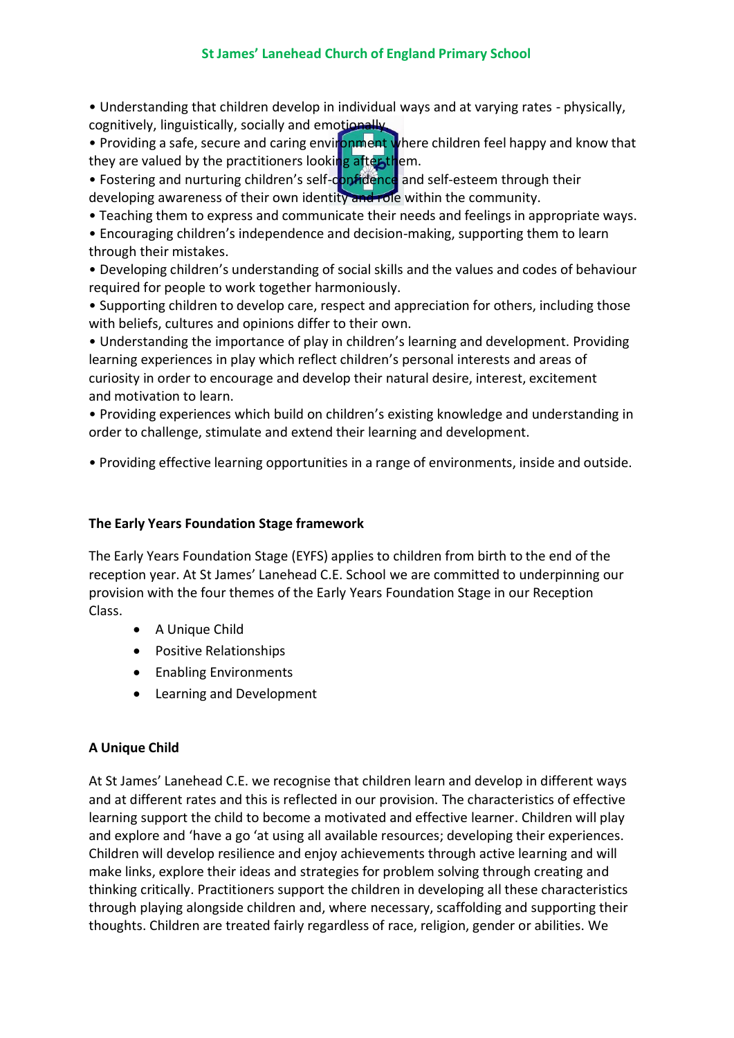• Understanding that children develop in individual ways and at varying rates - physically, cognitively, linguistically, socially and emotionally.

• Providing a safe, secure and caring environment where children feel happy and know that they are valued by the practitioners looking after them.

• Fostering and nurturing children's self-confidence and self-esteem through their developing awareness of their own identity and role within the community.

• Teaching them to express and communicate their needs and feelings in appropriate ways.

• Encouraging children's independence and decision-making, supporting them to learn through their mistakes.

• Developing children's understanding of social skills and the values and codes of behaviour required for people to work together harmoniously.

• Supporting children to develop care, respect and appreciation for others, including those with beliefs, cultures and opinions differ to their own.

• Understanding the importance of play in children's learning and development. Providing learning experiences in play which reflect children's personal interests and areas of curiosity in order to encourage and develop their natural desire, interest, excitement and motivation to learn.

• Providing experiences which build on children's existing knowledge and understanding in order to challenge, stimulate and extend their learning and development.

• Providing effective learning opportunities in a range of environments, inside and outside.

**The Early Years Foundation Stage framework**

The Early Years Foundation Stage (EYFS) applies to children from birth to the end of the reception year. At St James' Lanehead C.E. School we are committed to underpinning our provision with the four themes of the Early Years Foundation Stage in our Reception Class.

- A Unique Child
- Positive Relationships
- Enabling Environments
- Learning and Development

**A Unique Child**

At St James' Lanehead C.E. we recognise that children learn and develop in different ways and at different rates and this is reflected in our provision. The characteristics of effective learning support the child to become a motivated and effective learner. Children will play and explore and 'have a go 'at using all available resources; developing their experiences. Children will develop resilience and enjoy achievements through active learning and will make links, explore their ideas and strategies for problem solving through creating and thinking critically. Practitioners support the children in developing all these characteristics through playing alongside children and, where necessary, scaffolding and supporting their thoughts. Children are treated fairly regardless of race, religion, gender or abilities. We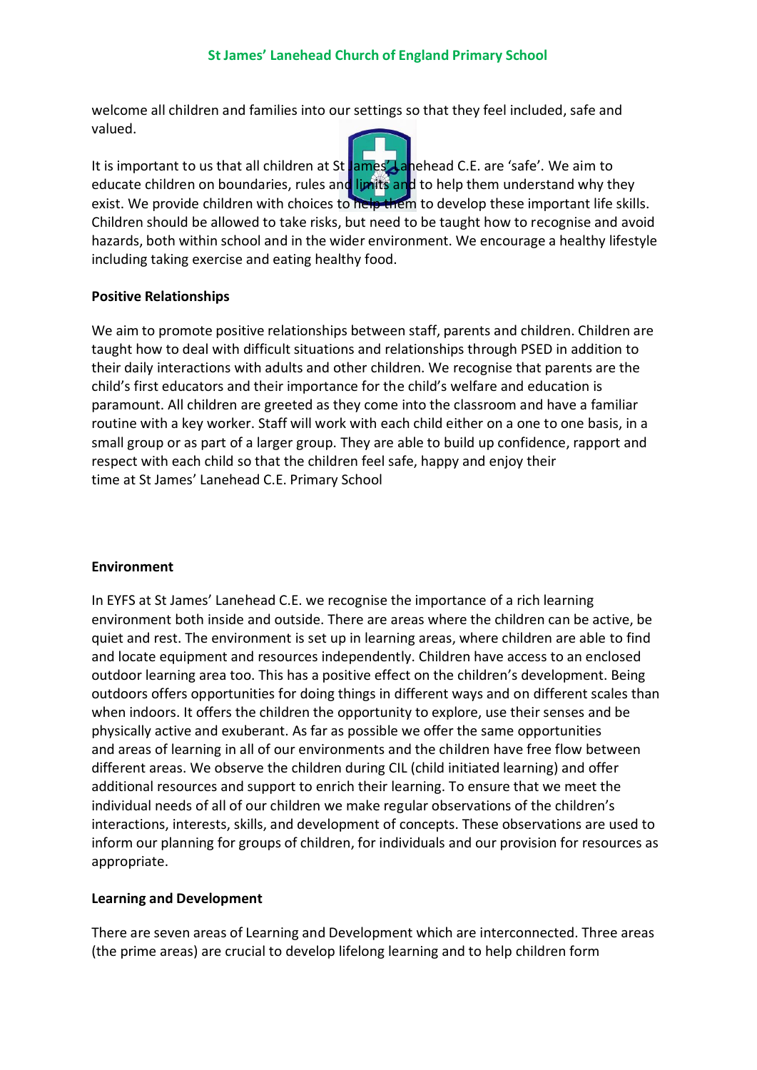welcome all children and families into our settings so that they feel included, safe and valued.

It is important to us that all children at St James' Lanehead C.E. are 'safe'. We aim to educate children on boundaries, rules and limits and to help them understand why they exist. We provide children with choices to help them to develop these important life skills. Children should be allowed to take risks, but need to be taught how to recognise and avoid hazards, both within school and in the wider environment. We encourage a healthy lifestyle including taking exercise and eating healthy food.

**Positive Relationships**

We aim to promote positive relationships between staff, parents and children. Children are taught how to deal with difficult situations and relationships through PSED in addition to their daily interactions with adults and other children. We recognise that parents are the child's first educators and their importance for the child's welfare and education is paramount. All children are greeted as they come into the classroom and have a familiar routine with a key worker. Staff will work with each child either on a one to one basis, in a small group or as part of a larger group. They are able to build up confidence, rapport and respect with each child so that the children feel safe, happy and enjoy their time at St James' Lanehead C.E. Primary School

**Environment**

In EYFS at St James' Lanehead C.E. we recognise the importance of a rich learning environment both inside and outside. There are areas where the children can be active, be quiet and rest. The environment is set up in learning areas, where children are able to find and locate equipment and resources independently. Children have access to an enclosed outdoor learning area too. This has a positive effect on the children's development. Being outdoors offers opportunities for doing things in different ways and on different scales than when indoors. It offers the children the opportunity to explore, use their senses and be physically active and exuberant. As far as possible we offer the same opportunities and areas of learning in all of our environments and the children have free flow between different areas. We observe the children during CIL (child initiated learning) and offer additional resources and support to enrich their learning. To ensure that we meet the individual needs of all of our children we make regular observations of the children's interactions, interests, skills, and development of concepts. These observations are used to inform our planning for groups of children, for individuals and our provision for resources as appropriate.

**Learning and Development**

There are seven areas of Learning and Development which are interconnected. Three areas (the prime areas) are crucial to develop lifelong learning and to help children form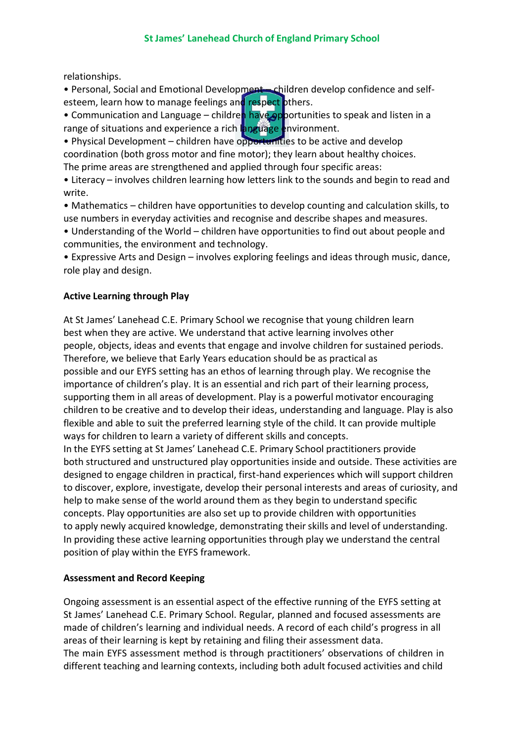relationships.

- Personal, Social and Emotional Development – children develop confidence and self-esteem, learn how to manage feelings and respect others.
- Communication and Language – children have opportunities to speak and listen in a range of situations and experience a rich language environment.
- Physical Development – children have opportunities to be active and develop coordination (both gross motor and fine motor); they learn about healthy choices.

The prime areas are strengthened and applied through four specific areas:

- Literacy – involves children learning how letters link to the sounds and begin to read and write.
- Mathematics – children have opportunities to develop counting and calculation skills, to use numbers in everyday activities and recognise and describe shapes and measures.
- Understanding of the World – children have opportunities to find out about people and communities, the environment and technology.
- Expressive Arts and Design – involves exploring feelings and ideas through music, dance, role play and design.

**Active Learning through Play**

At St James' Lanehead C.E. Primary School we recognise that young children learn best when they are active. We understand that active learning involves other people, objects, ideas and events that engage and involve children for sustained periods. Therefore, we believe that Early Years education should be as practical as possible and our EYFS setting has an ethos of learning through play. We recognise the importance of children's play. It is an essential and rich part of their learning process, supporting them in all areas of development. Play is a powerful motivator encouraging children to be creative and to develop their ideas, understanding and language. Play is also flexible and able to suit the preferred learning style of the child. It can provide multiple ways for children to learn a variety of different skills and concepts.

In the EYFS setting at St James' Lanehead C.E. Primary School practitioners provide both structured and unstructured play opportunities inside and outside. These activities are designed to engage children in practical, first-hand experiences which will support children to discover, explore, investigate, develop their personal interests and areas of curiosity, and help to make sense of the world around them as they begin to understand specific concepts. Play opportunities are also set up to provide children with opportunities to apply newly acquired knowledge, demonstrating their skills and level of understanding. In providing these active learning opportunities through play we understand the central position of play within the EYFS framework.

**Assessment and Record Keeping**

Ongoing assessment is an essential aspect of the effective running of the EYFS setting at St James' Lanehead C.E. Primary School. Regular, planned and focused assessments are made of children's learning and individual needs. A record of each child's progress in all areas of their learning is kept by retaining and filing their assessment data.

The main EYFS assessment method is through practitioners' observations of children in different teaching and learning contexts, including both adult focused activities and child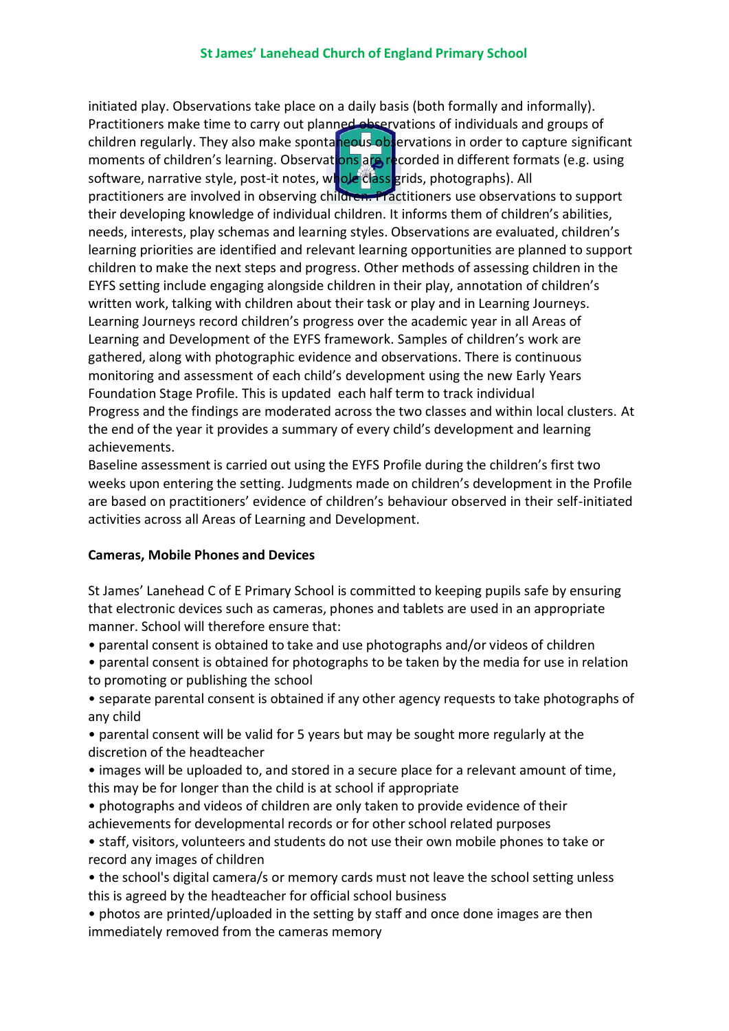initiated play. Observations take place on a daily basis (both formally and informally). Practitioners make time to carry out planned observations of individuals and groups of children regularly. They also make spontaneous observations in order to capture significant moments of children's learning. Observations are recorded in different formats (e.g. using software, narrative style, post-it notes, whole class grids, photographs). All practitioners are involved in observing children. Practitioners use observations to support their developing knowledge of individual children. It informs them of children's abilities, needs, interests, play schemas and learning styles. Observations are evaluated, children's learning priorities are identified and relevant learning opportunities are planned to support children to make the next steps and progress. Other methods of assessing children in the EYFS setting include engaging alongside children in their play, annotation of children's written work, talking with children about their task or play and in Learning Journeys. Learning Journeys record children's progress over the academic year in all Areas of Learning and Development of the EYFS framework. Samples of children's work are gathered, along with photographic evidence and observations. There is continuous monitoring and assessment of each child's development using the new Early Years Foundation Stage Profile. This is updated each half term to track individual Progress and the findings are moderated across the two classes and within local clusters. At the end of the year it provides a summary of every child's development and learning achievements.

Baseline assessment is carried out using the EYFS Profile during the children's first two weeks upon entering the setting. Judgments made on children's development in the Profile are based on practitioners' evidence of children's behaviour observed in their self-initiated activities across all Areas of Learning and Development.

**Cameras, Mobile Phones and Devices**

St James' Lanehead C of E Primary School is committed to keeping pupils safe by ensuring that electronic devices such as cameras, phones and tablets are used in an appropriate manner. School will therefore ensure that:

- parental consent is obtained to take and use photographs and/or videos of children
- parental consent is obtained for photographs to be taken by the media for use in relation to promoting or publishing the school
- separate parental consent is obtained if any other agency requests to take photographs of any child
- parental consent will be valid for 5 years but may be sought more regularly at the discretion of the headteacher
- images will be uploaded to, and stored in a secure place for a relevant amount of time, this may be for longer than the child is at school if appropriate
- photographs and videos of children are only taken to provide evidence of their achievements for developmental records or for other school related purposes
- staff, visitors, volunteers and students do not use their own mobile phones to take or record any images of children
- the school's digital camera/s or memory cards must not leave the school setting unless this is agreed by the headteacher for official school business
- photos are printed/uploaded in the setting by staff and once done images are then immediately removed from the cameras memory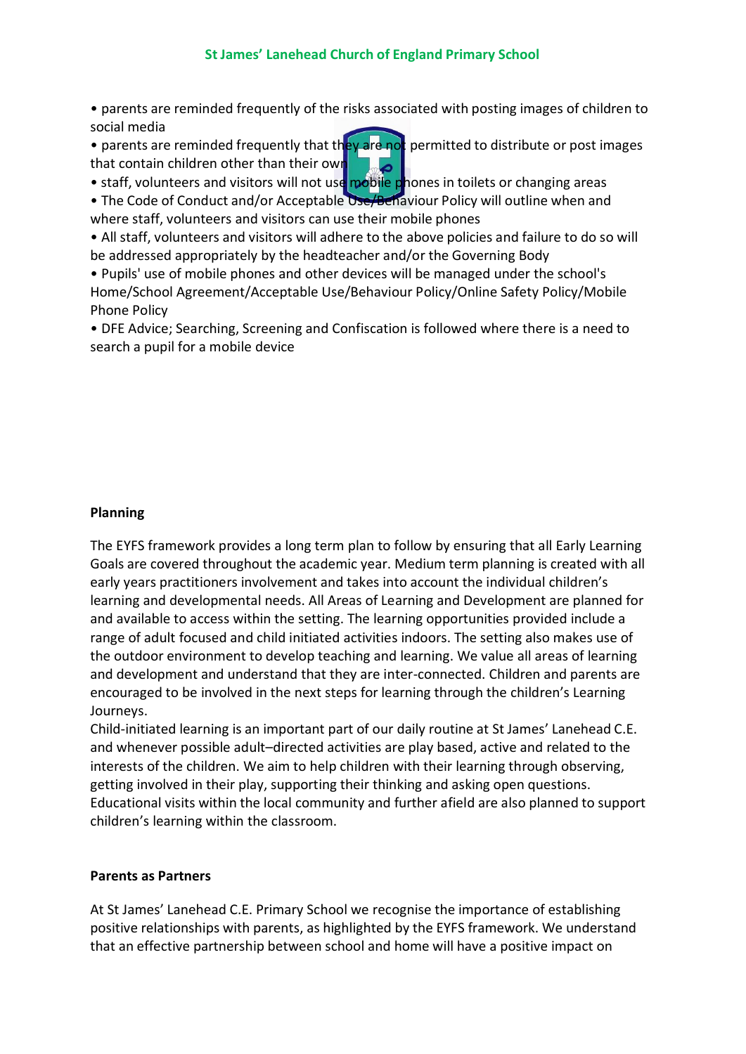- parents are reminded frequently of the risks associated with posting images of children to social media
- parents are reminded frequently that they are not permitted to distribute or post images that contain children other than their own
- staff, volunteers and visitors will not use mobile phones in toilets or changing areas
- The Code of Conduct and/or Acceptable Use/Behaviour Policy will outline when and where staff, volunteers and visitors can use their mobile phones
- All staff, volunteers and visitors will adhere to the above policies and failure to do so will be addressed appropriately by the headteacher and/or the Governing Body
- Pupils' use of mobile phones and other devices will be managed under the school's Home/School Agreement/Acceptable Use/Behaviour Policy/Online Safety Policy/Mobile Phone Policy
- DFE Advice; Searching, Screening and Confiscation is followed where there is a need to search a pupil for a mobile device

**Planning**

The EYFS framework provides a long term plan to follow by ensuring that all Early Learning Goals are covered throughout the academic year. Medium term planning is created with all early years practitioners involvement and takes into account the individual children's learning and developmental needs. All Areas of Learning and Development are planned for and available to access within the setting. The learning opportunities provided include a range of adult focused and child initiated activities indoors. The setting also makes use of the outdoor environment to develop teaching and learning. We value all areas of learning and development and understand that they are inter-connected. Children and parents are encouraged to be involved in the next steps for learning through the children's Learning Journeys.
Child-initiated learning is an important part of our daily routine at St James' Lanehead C.E. and whenever possible adult–directed activities are play based, active and related to the interests of the children. We aim to help children with their learning through observing, getting involved in their play, supporting their thinking and asking open questions. Educational visits within the local community and further afield are also planned to support children's learning within the classroom.

**Parents as Partners**

At St James' Lanehead C.E. Primary School we recognise the importance of establishing positive relationships with parents, as highlighted by the EYFS framework. We understand that an effective partnership between school and home will have a positive impact on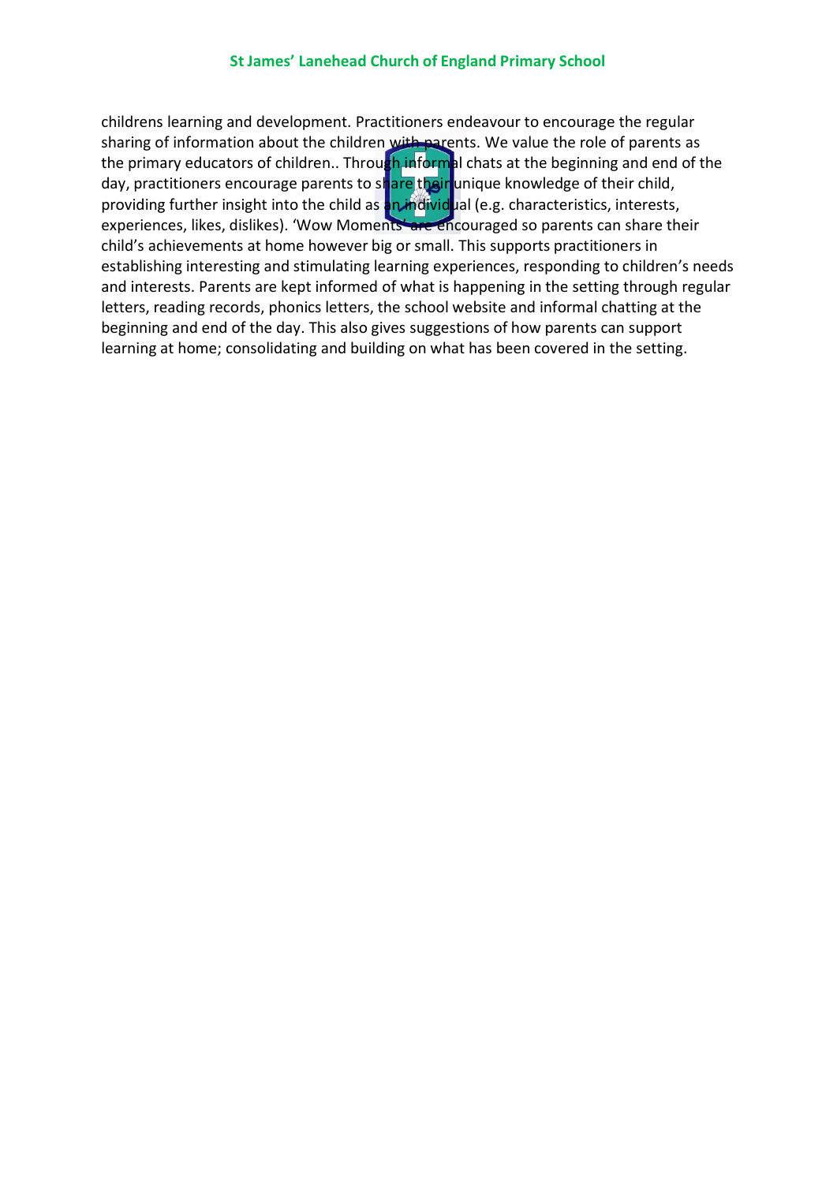childrens learning and development. Practitioners endeavour to encourage the regular sharing of information about the children with parents. We value the role of parents as the primary educators of children.. Through informal chats at the beginning and end of the day, practitioners encourage parents to share their unique knowledge of their child, providing further insight into the child as an individual (e.g. characteristics, interests, experiences, likes, dislikes). 'Wow Moments' are encouraged so parents can share their child's achievements at home however big or small. This supports practitioners in establishing interesting and stimulating learning experiences, responding to children's needs and interests. Parents are kept informed of what is happening in the setting through regular letters, reading records, phonics letters, the school website and informal chatting at the beginning and end of the day. This also gives suggestions of how parents can support learning at home; consolidating and building on what has been covered in the setting.